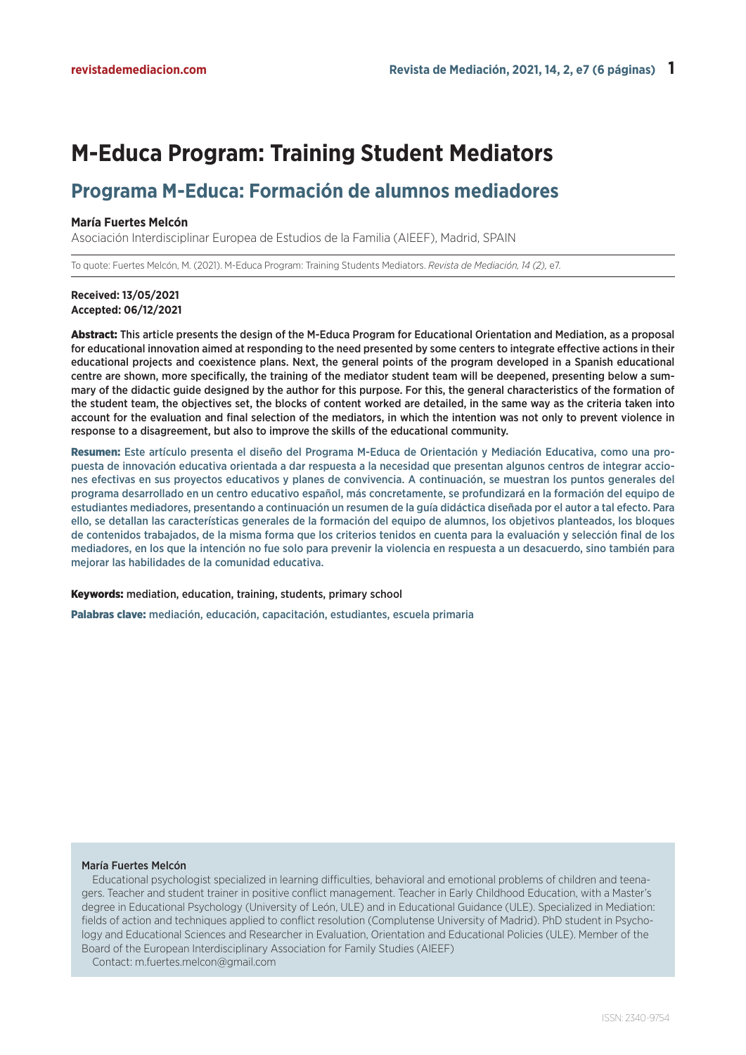# M-Educa Program: Training Student Mediators

## Programa M-Educa: Formación de alumnos mediadores

**María Fuertes Melcón**

Asociación Interdisciplinar Europea de Estudios de la Familia (AIEEF), Madrid, SPAIN

To quote: Fuertes Melcón, M. (2021). M-Educa Program: Training Students Mediators. *Revista de Mediación, 14 (2),* e7.

**Received: 13/05/2021**
**Accepted: 06/12/2021**

**Abstract:** This article presents the design of the M-Educa Program for Educational Orientation and Mediation, as a proposal for educational innovation aimed at responding to the need presented by some centers to integrate effective actions in their educational projects and coexistence plans. Next, the general points of the program developed in a Spanish educational centre are shown, more specifically, the training of the mediator student team will be deepened, presenting below a summary of the didactic guide designed by the author for this purpose. For this, the general characteristics of the formation of the student team, the objectives set, the blocks of content worked are detailed, in the same way as the criteria taken into account for the evaluation and final selection of the mediators, in which the intention was not only to prevent violence in response to a disagreement, but also to improve the skills of the educational community.

**Resumen:** Este artículo presenta el diseño del Programa M-Educa de Orientación y Mediación Educativa, como una propuesta de innovación educativa orientada a dar respuesta a la necesidad que presentan algunos centros de integrar acciones efectivas en sus proyectos educativos y planes de convivencia. A continuación, se muestran los puntos generales del programa desarrollado en un centro educativo español, más concretamente, se profundizará en la formación del equipo de estudiantes mediadores, presentando a continuación un resumen de la guía didáctica diseñada por el autor a tal efecto. Para ello, se detallan las características generales de la formación del equipo de alumnos, los objetivos planteados, los bloques de contenidos trabajados, de la misma forma que los criterios tenidos en cuenta para la evaluación y selección final de los mediadores, en los que la intención no fue solo para prevenir la violencia en respuesta a un desacuerdo, sino también para mejorar las habilidades de la comunidad educativa.

**Keywords:** mediation, education, training, students, primary school

**Palabras clave:** mediación, educación, capacitación, estudiantes, escuela primaria

---

**María Fuertes Melcón**

Educational psychologist specialized in learning difficulties, behavioral and emotional problems of children and teenagers. Teacher and student trainer in positive conflict management. Teacher in Early Childhood Education, with a Master's degree in Educational Psychology (University of León, ULE) and in Educational Guidance (ULE). Specialized in Mediation: fields of action and techniques applied to conflict resolution (Complutense University of Madrid). PhD student in Psychology and Educational Sciences and Researcher in Evaluation, Orientation and Educational Policies (ULE). Member of the Board of the European Interdisciplinary Association for Family Studies (AIEEF)

Contact: m.fuertes.melcon@gmail.com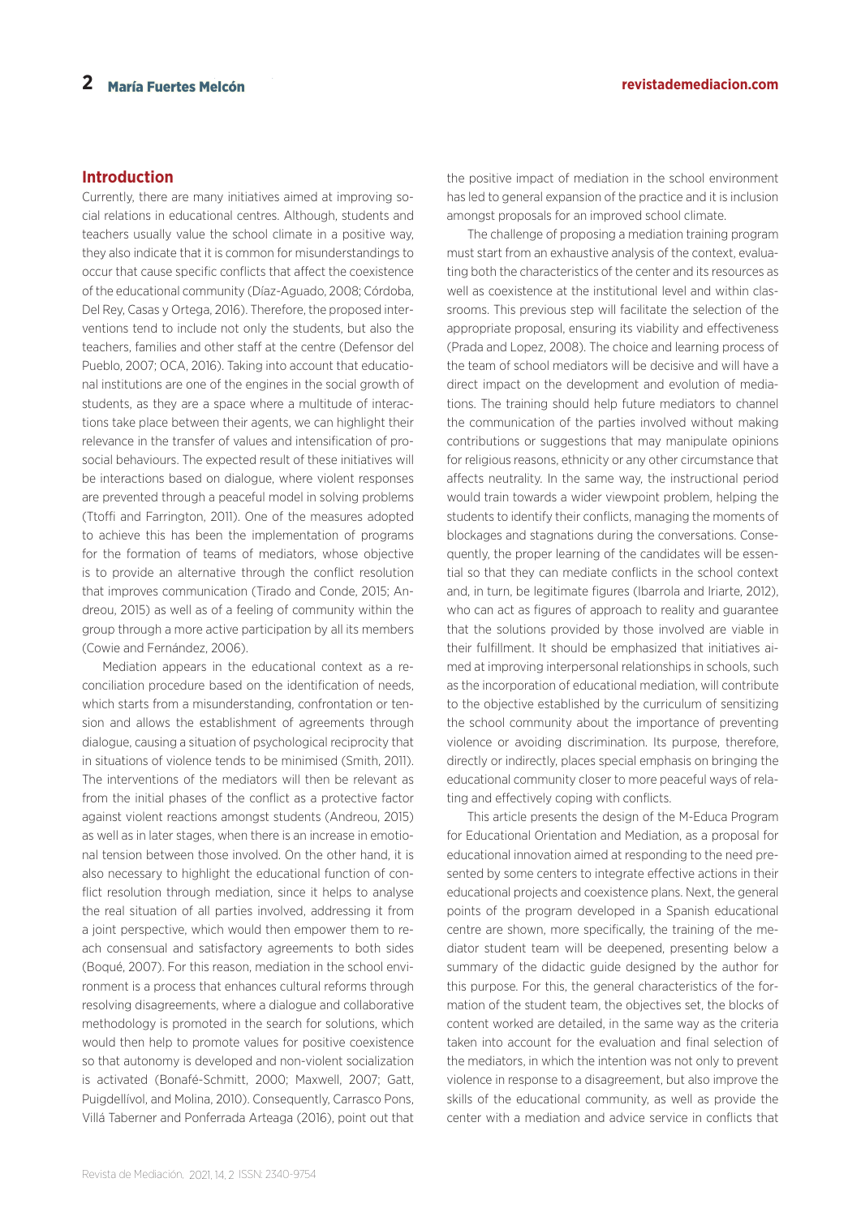## Introduction

Currently, there are many initiatives aimed at improving social relations in educational centres. Although, students and teachers usually value the school climate in a positive way, they also indicate that it is common for misunderstandings to occur that cause specific conflicts that affect the coexistence of the educational community (Díaz-Aguado, 2008; Córdoba, Del Rey, Casas y Ortega, 2016). Therefore, the proposed interventions tend to include not only the students, but also the teachers, families and other staff at the centre (Defensor del Pueblo, 2007; OCA, 2016). Taking into account that educational institutions are one of the engines in the social growth of students, as they are a space where a multitude of interactions take place between their agents, we can highlight their relevance in the transfer of values and intensification of prosocial behaviours. The expected result of these initiatives will be interactions based on dialogue, where violent responses are prevented through a peaceful model in solving problems (Ttoffi and Farrington, 2011). One of the measures adopted to achieve this has been the implementation of programs for the formation of teams of mediators, whose objective is to provide an alternative through the conflict resolution that improves communication (Tirado and Conde, 2015; Andreou, 2015) as well as of a feeling of community within the group through a more active participation by all its members (Cowie and Fernández, 2006).

Mediation appears in the educational context as a reconciliation procedure based on the identification of needs, which starts from a misunderstanding, confrontation or tension and allows the establishment of agreements through dialogue, causing a situation of psychological reciprocity that in situations of violence tends to be minimised (Smith, 2011). The interventions of the mediators will then be relevant as from the initial phases of the conflict as a protective factor against violent reactions amongst students (Andreou, 2015) as well as in later stages, when there is an increase in emotional tension between those involved. On the other hand, it is also necessary to highlight the educational function of conflict resolution through mediation, since it helps to analyse the real situation of all parties involved, addressing it from a joint perspective, which would then empower them to reach consensual and satisfactory agreements to both sides (Boqué, 2007). For this reason, mediation in the school environment is a process that enhances cultural reforms through resolving disagreements, where a dialogue and collaborative methodology is promoted in the search for solutions, which would then help to promote values for positive coexistence so that autonomy is developed and non-violent socialization is activated (Bonafé-Schmitt, 2000; Maxwell, 2007; Gatt, Puigdellívol, and Molina, 2010). Consequently, Carrasco Pons, Villá Taberner and Ponferrada Arteaga (2016), point out that the positive impact of mediation in the school environment has led to general expansion of the practice and it is inclusion amongst proposals for an improved school climate.

The challenge of proposing a mediation training program must start from an exhaustive analysis of the context, evaluating both the characteristics of the center and its resources as well as coexistence at the institutional level and within classrooms. This previous step will facilitate the selection of the appropriate proposal, ensuring its viability and effectiveness (Prada and Lopez, 2008). The choice and learning process of the team of school mediators will be decisive and will have a direct impact on the development and evolution of mediations. The training should help future mediators to channel the communication of the parties involved without making contributions or suggestions that may manipulate opinions for religious reasons, ethnicity or any other circumstance that affects neutrality. In the same way, the instructional period would train towards a wider viewpoint problem, helping the students to identify their conflicts, managing the moments of blockages and stagnations during the conversations. Consequently, the proper learning of the candidates will be essential so that they can mediate conflicts in the school context and, in turn, be legitimate figures (Ibarrola and Iriarte, 2012), who can act as figures of approach to reality and guarantee that the solutions provided by those involved are viable in their fulfillment. It should be emphasized that initiatives aimed at improving interpersonal relationships in schools, such as the incorporation of educational mediation, will contribute to the objective established by the curriculum of sensitizing the school community about the importance of preventing violence or avoiding discrimination. Its purpose, therefore, directly or indirectly, places special emphasis on bringing the educational community closer to more peaceful ways of relating and effectively coping with conflicts.

This article presents the design of the M-Educa Program for Educational Orientation and Mediation, as a proposal for educational innovation aimed at responding to the need presented by some centers to integrate effective actions in their educational projects and coexistence plans. Next, the general points of the program developed in a Spanish educational centre are shown, more specifically, the training of the mediator student team will be deepened, presenting below a summary of the didactic guide designed by the author for this purpose. For this, the general characteristics of the formation of the student team, the objectives set, the blocks of content worked are detailed, in the same way as the criteria taken into account for the evaluation and final selection of the mediators, in which the intention was not only to prevent violence in response to a disagreement, but also improve the skills of the educational community, as well as provide the center with a mediation and advice service in conflicts that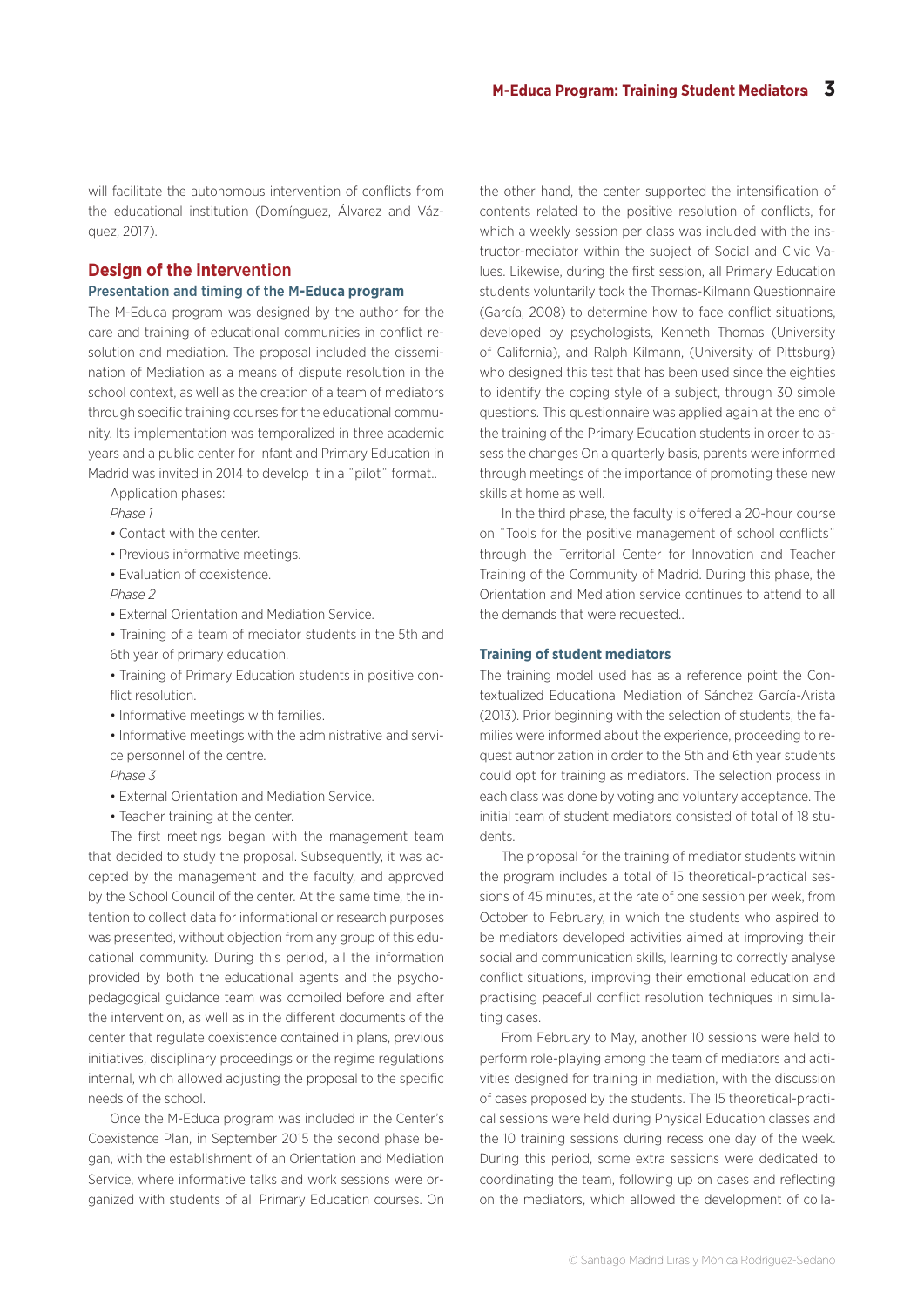will facilitate the autonomous intervention of conflicts from the educational institution (Domínguez, Álvarez and Vázquez, 2017).

## Design of the intervention

### Presentation and timing of the M-Educa program

The M-Educa program was designed by the author for the care and training of educational communities in conflict resolution and mediation. The proposal included the dissemination of Mediation as a means of dispute resolution in the school context, as well as the creation of a team of mediators through specific training courses for the educational community. Its implementation was temporalized in three academic years and a public center for Infant and Primary Education in Madrid was invited in 2014 to develop it in a ¨pilot¨ format..

Application phases:

*Phase 1*

- Contact with the center.
- Previous informative meetings.
- Evaluation of coexistence.

*Phase 2*

- External Orientation and Mediation Service.
- Training of a team of mediator students in the 5th and 6th year of primary education.
- Training of Primary Education students in positive conflict resolution.
- Informative meetings with families.
- Informative meetings with the administrative and service personnel of the centre.

*Phase 3*

- External Orientation and Mediation Service.
- Teacher training at the center.

The first meetings began with the management team that decided to study the proposal. Subsequently, it was accepted by the management and the faculty, and approved by the School Council of the center. At the same time, the intention to collect data for informational or research purposes was presented, without objection from any group of this educational community. During this period, all the information provided by both the educational agents and the psychopedagogical guidance team was compiled before and after the intervention, as well as in the different documents of the center that regulate coexistence contained in plans, previous initiatives, disciplinary proceedings or the regime regulations internal, which allowed adjusting the proposal to the specific needs of the school.

Once the M-Educa program was included in the Center's Coexistence Plan, in September 2015 the second phase began, with the establishment of an Orientation and Mediation Service, where informative talks and work sessions were organized with students of all Primary Education courses. On the other hand, the center supported the intensification of contents related to the positive resolution of conflicts, for which a weekly session per class was included with the instructor-mediator within the subject of Social and Civic Values. Likewise, during the first session, all Primary Education students voluntarily took the Thomas-Kilmann Questionnaire (García, 2008) to determine how to face conflict situations, developed by psychologists, Kenneth Thomas (University of California), and Ralph Kilmann, (University of Pittsburg) who designed this test that has been used since the eighties to identify the coping style of a subject, through 30 simple questions. This questionnaire was applied again at the end of the training of the Primary Education students in order to assess the changes On a quarterly basis, parents were informed through meetings of the importance of promoting these new skills at home as well.

In the third phase, the faculty is offered a 20-hour course on ¨Tools for the positive management of school conflicts¨ through the Territorial Center for Innovation and Teacher Training of the Community of Madrid. During this phase, the Orientation and Mediation service continues to attend to all the demands that were requested..

### Training of student mediators

The training model used has as a reference point the Contextualized Educational Mediation of Sánchez García-Arista (2013). Prior beginning with the selection of students, the families were informed about the experience, proceeding to request authorization in order to the 5th and 6th year students could opt for training as mediators. The selection process in each class was done by voting and voluntary acceptance. The initial team of student mediators consisted of total of 18 students.

The proposal for the training of mediator students within the program includes a total of 15 theoretical-practical sessions of 45 minutes, at the rate of one session per week, from October to February, in which the students who aspired to be mediators developed activities aimed at improving their social and communication skills, learning to correctly analyse conflict situations, improving their emotional education and practising peaceful conflict resolution techniques in simulating cases.

From February to May, another 10 sessions were held to perform role-playing among the team of mediators and activities designed for training in mediation, with the discussion of cases proposed by the students. The 15 theoretical-practical sessions were held during Physical Education classes and the 10 training sessions during recess one day of the week. During this period, some extra sessions were dedicated to coordinating the team, following up on cases and reflecting on the mediators, which allowed the development of colla-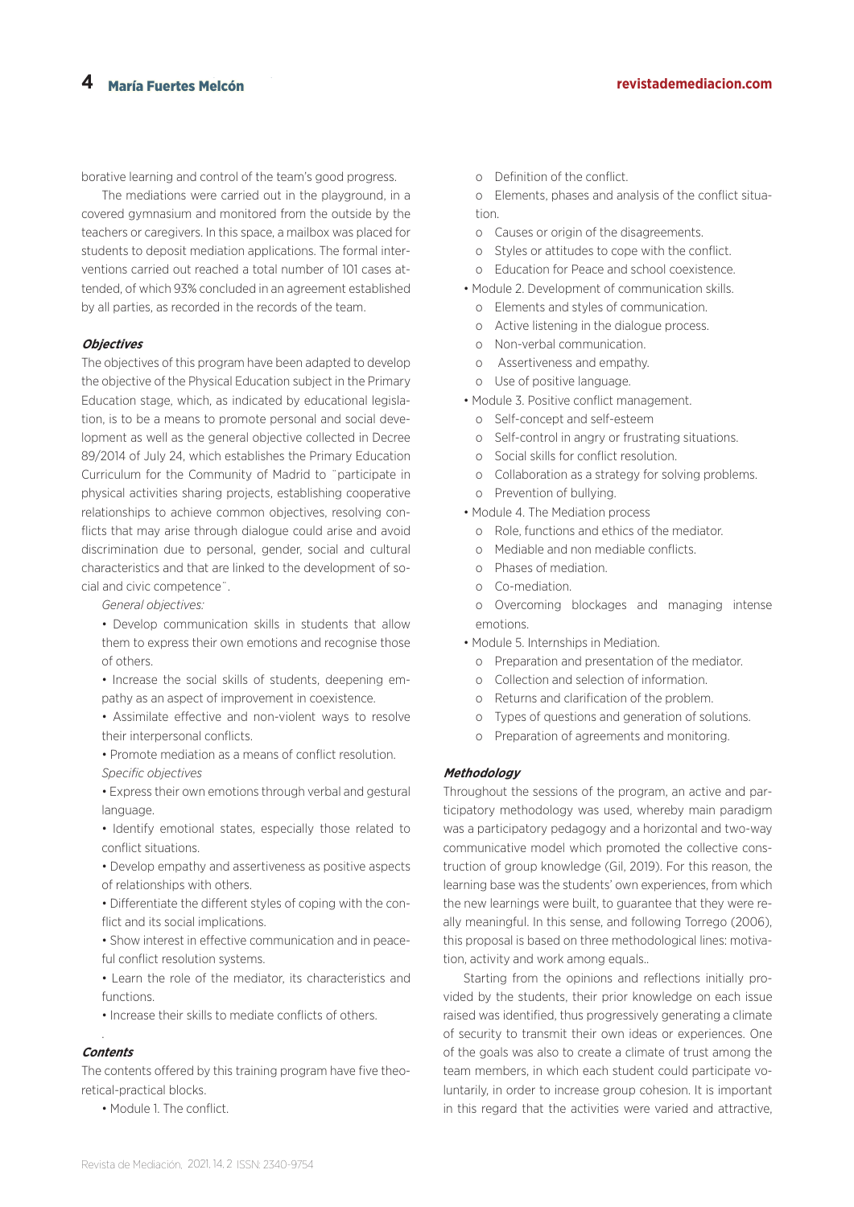borative learning and control of the team's good progress.

The mediations were carried out in the playground, in a covered gymnasium and monitored from the outside by the teachers or caregivers. In this space, a mailbox was placed for students to deposit mediation applications. The formal interventions carried out reached a total number of 101 cases attended, of which 93% concluded in an agreement established by all parties, as recorded in the records of the team.

### *Objectives*

The objectives of this program have been adapted to develop the objective of the Physical Education subject in the Primary Education stage, which, as indicated by educational legislation, is to be a means to promote personal and social development as well as the general objective collected in Decree 89/2014 of July 24, which establishes the Primary Education Curriculum for the Community of Madrid to ¨participate in physical activities sharing projects, establishing cooperative relationships to achieve common objectives, resolving conflicts that may arise through dialogue could arise and avoid discrimination due to personal, gender, social and cultural characteristics and that are linked to the development of social and civic competence¨.

*General objectives:*

- Develop communication skills in students that allow them to express their own emotions and recognise those of others.
- Increase the social skills of students, deepening empathy as an aspect of improvement in coexistence.
- Assimilate effective and non-violent ways to resolve their interpersonal conflicts.
- Promote mediation as a means of conflict resolution.

*Specific objectives*

- Express their own emotions through verbal and gestural language.
- Identify emotional states, especially those related to conflict situations.
- Develop empathy and assertiveness as positive aspects of relationships with others.
- Differentiate the different styles of coping with the conflict and its social implications.
- Show interest in effective communication and in peaceful conflict resolution systems.
- Learn the role of the mediator, its characteristics and functions.
- Increase their skills to mediate conflicts of others.

### *Contents*

The contents offered by this training program have five theoretical-practical blocks.

- Module 1. The conflict.
  - o Definition of the conflict.
  - o Elements, phases and analysis of the conflict situation.
  - o Causes or origin of the disagreements.
  - o Styles or attitudes to cope with the conflict.
  - o Education for Peace and school coexistence.
- Module 2. Development of communication skills.
  - o Elements and styles of communication.
  - o Active listening in the dialogue process.
  - o Non-verbal communication.
  - o Assertiveness and empathy.
  - o Use of positive language.
- Module 3. Positive conflict management.
  - o Self-concept and self-esteem
  - o Self-control in angry or frustrating situations.
  - o Social skills for conflict resolution.
  - o Collaboration as a strategy for solving problems.
  - o Prevention of bullying.
- Module 4. The Mediation process
  - o Role, functions and ethics of the mediator.
  - o Mediable and non mediable conflicts.
  - o Phases of mediation.
  - o Co-mediation.
  - o Overcoming blockages and managing intense emotions.
- Module 5. Internships in Mediation.
  - o Preparation and presentation of the mediator.
  - o Collection and selection of information.
  - o Returns and clarification of the problem.
  - o Types of questions and generation of solutions.
  - o Preparation of agreements and monitoring.

### *Methodology*

Throughout the sessions of the program, an active and participatory methodology was used, whereby main paradigm was a participatory pedagogy and a horizontal and two-way communicative model which promoted the collective construction of group knowledge (Gil, 2019). For this reason, the learning base was the students' own experiences, from which the new learnings were built, to guarantee that they were really meaningful. In this sense, and following Torrego (2006), this proposal is based on three methodological lines: motivation, activity and work among equals..

Starting from the opinions and reflections initially provided by the students, their prior knowledge on each issue raised was identified, thus progressively generating a climate of security to transmit their own ideas or experiences. One of the goals was also to create a climate of trust among the team members, in which each student could participate voluntarily, in order to increase group cohesion. It is important in this regard that the activities were varied and attractive,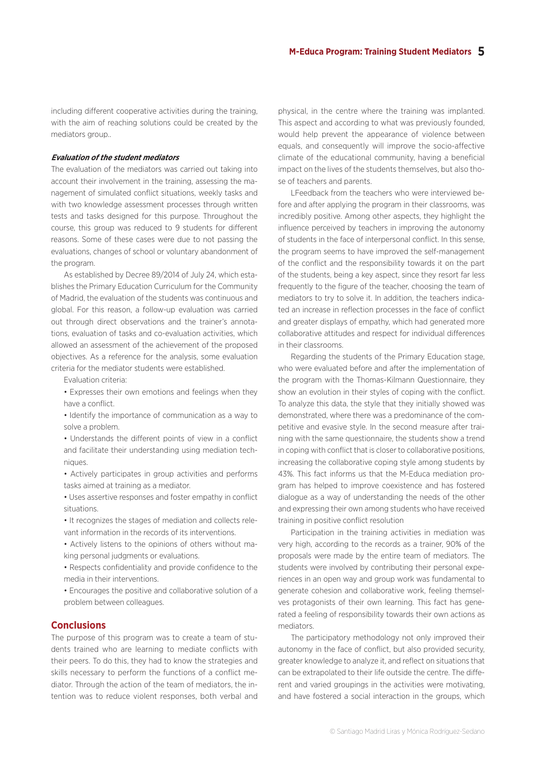including different cooperative activities during the training, with the aim of reaching solutions could be created by the mediators group..

#### *Evaluation of the student mediators*

The evaluation of the mediators was carried out taking into account their involvement in the training, assessing the management of simulated conflict situations, weekly tasks and with two knowledge assessment processes through written tests and tasks designed for this purpose. Throughout the course, this group was reduced to 9 students for different reasons. Some of these cases were due to not passing the evaluations, changes of school or voluntary abandonment of the program.

As established by Decree 89/2014 of July 24, which establishes the Primary Education Curriculum for the Community of Madrid, the evaluation of the students was continuous and global. For this reason, a follow-up evaluation was carried out through direct observations and the trainer's annotations, evaluation of tasks and co-evaluation activities, which allowed an assessment of the achievement of the proposed objectives. As a reference for the analysis, some evaluation criteria for the mediator students were established.

Evaluation criteria:

- Expresses their own emotions and feelings when they have a conflict.
- Identify the importance of communication as a way to solve a problem.
- Understands the different points of view in a conflict and facilitate their understanding using mediation techniques.
- Actively participates in group activities and performs tasks aimed at training as a mediator.
- Uses assertive responses and foster empathy in conflict situations.
- It recognizes the stages of mediation and collects relevant information in the records of its interventions.
- Actively listens to the opinions of others without making personal judgments or evaluations.
- Respects confidentiality and provide confidence to the media in their interventions.
- Encourages the positive and collaborative solution of a problem between colleagues.

## Conclusions

The purpose of this program was to create a team of students trained who are learning to mediate conflicts with their peers. To do this, they had to know the strategies and skills necessary to perform the functions of a conflict mediator. Through the action of the team of mediators, the intention was to reduce violent responses, both verbal and physical, in the centre where the training was implanted. This aspect and according to what was previously founded, would help prevent the appearance of violence between equals, and consequently will improve the socio-affective climate of the educational community, having a beneficial impact on the lives of the students themselves, but also those of teachers and parents.

LFeedback from the teachers who were interviewed before and after applying the program in their classrooms, was incredibly positive. Among other aspects, they highlight the influence perceived by teachers in improving the autonomy of students in the face of interpersonal conflict. In this sense, the program seems to have improved the self-management of the conflict and the responsibility towards it on the part of the students, being a key aspect, since they resort far less frequently to the figure of the teacher, choosing the team of mediators to try to solve it. In addition, the teachers indicated an increase in reflection processes in the face of conflict and greater displays of empathy, which had generated more collaborative attitudes and respect for individual differences in their classrooms.

Regarding the students of the Primary Education stage, who were evaluated before and after the implementation of the program with the Thomas-Kilmann Questionnaire, they show an evolution in their styles of coping with the conflict. To analyze this data, the style that they initially showed was demonstrated, where there was a predominance of the competitive and evasive style. In the second measure after training with the same questionnaire, the students show a trend in coping with conflict that is closer to collaborative positions, increasing the collaborative coping style among students by 43%. This fact informs us that the M-Educa mediation program has helped to improve coexistence and has fostered dialogue as a way of understanding the needs of the other and expressing their own among students who have received training in positive conflict resolution

Participation in the training activities in mediation was very high, according to the records as a trainer, 90% of the proposals were made by the entire team of mediators. The students were involved by contributing their personal experiences in an open way and group work was fundamental to generate cohesion and collaborative work, feeling themselves protagonists of their own learning. This fact has generated a feeling of responsibility towards their own actions as mediators.

The participatory methodology not only improved their autonomy in the face of conflict, but also provided security, greater knowledge to analyze it, and reflect on situations that can be extrapolated to their life outside the centre. The different and varied groupings in the activities were motivating, and have fostered a social interaction in the groups, which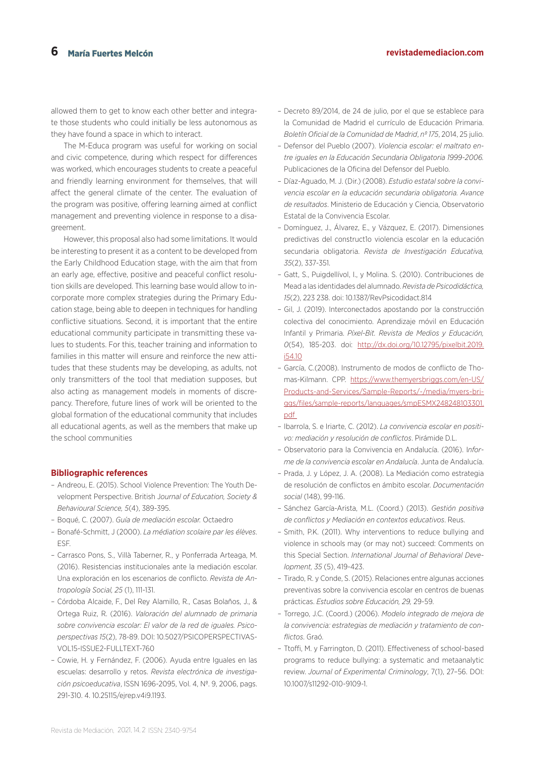allowed them to get to know each other better and integrate those students who could initially be less autonomous as they have found a space in which to interact.

The M-Educa program was useful for working on social and civic competence, during which respect for differences was worked, which encourages students to create a peaceful and friendly learning environment for themselves, that will affect the general climate of the center. The evaluation of the program was positive, offering learning aimed at conflict management and preventing violence in response to a disagreement.

However, this proposal also had some limitations. It would be interesting to present it as a content to be developed from the Early Childhood Education stage, with the aim that from an early age, effective, positive and peaceful conflict resolution skills are developed. This learning base would allow to incorporate more complex strategies during the Primary Education stage, being able to deepen in techniques for handling conflictive situations. Second, it is important that the entire educational community participate in transmitting these values to students. For this, teacher training and information to families in this matter will ensure and reinforce the new attitudes that these students may be developing, as adults, not only transmitters of the tool that mediation supposes, but also acting as management models in moments of discrepancy. Therefore, future lines of work will be oriented to the global formation of the educational community that includes all educational agents, as well as the members that make up the school communities

## Bibliographic references

- Andreou, E. (2015). School Violence Prevention: The Youth Development Perspective. British *Journal of Education, Society & Behavioural Science, 5*(4), 389-395.
- Boqué, C. (2007). *Guía de mediación escolar.* Octaedro
- Bonafé-Schmitt, J (2000). *La médiation scolaire par les élèves*. ESF.
- Carrasco Pons, S., Villà Taberner, R., y Ponferrada Arteaga, M. (2016). Resistencias institucionales ante la mediación escolar. Una exploración en los escenarios de conflicto. *Revista de Antropología Social, 25* (1), 111-131.
- Córdoba Alcaide, F., Del Rey Alamillo, R., Casas Bolaños, J., & Ortega Ruiz, R. (2016). *Valoración del alumnado de primaria sobre convivencia escolar: El valor de la red de iguales. Psicoperspectivas 15*(2), 78-89. DOI: 10.5027/PSICOPERSPECTIVAS-VOL15-ISSUE2-FULLTEXT-760
- Cowie, H. y Fernández, F. (2006). Ayuda entre Iguales en las escuelas: desarrollo y retos. *Revista electrónica de investigación psicoeducativa*, ISSN 1696-2095, Vol. 4, Nº. 9, 2006, pags. 291-310. 4. 10.25115/ejrep.v4i9.1193.
- Decreto 89/2014, de 24 de julio, por el que se establece para la Comunidad de Madrid el currículo de Educación Primaria. *Boletín Oficial de la Comunidad de Madrid*, *nº 175*, 2014, 25 julio.
- Defensor del Pueblo (2007). *Violencia escolar: el maltrato entre iguales en la Educación Secundaria Obligatoria 1999-2006.* Publicaciones de la Oficina del Defensor del Pueblo.
- Díaz-Aguado, M. J. (Dir.) (2008). *Estudio estatal sobre la convivencia escolar en la educación secundaria obligatoria. Avance de resultados*. Ministerio de Educación y Ciencia, Observatorio Estatal de la Convivencia Escolar.
- Domínguez, J., Álvarez, E., y Vázquez, E. (2017). Dimensiones predictivas del constructlo violencia escolar en la educación secundaria obligatoria. *Revista de Investigación Educativa, 35*(2), 337-351.
- Gatt, S., Puigdellívol, I., y Molina. S. (2010). Contribuciones de Mead a las identidades del alumnado. *Revista de Psicodidáctica, 15*(2), 223 238. doi: 10.1387/RevPsicodidact.814
- Gil, J. (2019). Interconectados apostando por la construcción colectiva del conocimiento. Aprendizaje móvil en Educación Infantil y Primaria. *Píxel-Bit. Revista de Medios y Educación, 0*(54), 185-203. doi: http://dx.doi.org/10.12795/pixelbit.2019.i54.10
- García, C.(2008). Instrumento de modos de conflicto de Thomas-Kilmann. CPP. https://www.themyersbriggs.com/en-US/Products-and-Services/Sample-Reports/-/media/myers-briggs/files/sample-reports/languages/smpESMX248248103301.pdf
- Ibarrola, S. e Iriarte, C. (2012). *La convivencia escolar en positivo: mediación y resolución de conflictos*. Pirámide D.L.
- Observatorio para la Convivencia en Andalucía. (2016). I*nforme de la convivencia escolar en Andalucía*. Junta de Andalucía.
- Prada, J. y López, J. A. (2008). La Mediación como estrategia de resolución de conflictos en ámbito escolar. *Documentación social* (148), 99-116.
- Sánchez García-Arista, M.L. (Coord.) (2013). *Gestión positiva de conflictos y Mediación en contextos educativos*. Reus.
- Smith, P.K. (2011). Why interventions to reduce bullying and violence in schools may (or may not) succeed: Comments on this Special Section. *International Journal of Behavioral Development, 35* (5), 419-423.
- Tirado, R. y Conde, S. (2015). Relaciones entre algunas acciones preventivas sobre la convivencia escolar en centros de buenas prácticas. *Estudios sobre Educación, 29,* 29-59.
- Torrego, J.C. (Coord.) (2006). *Modelo integrado de mejora de la convivencia: estrategias de mediación y tratamiento de conflictos*. Graó.
- Ttoffi, M. y Farrington, D. (2011). Effectiveness of school-based programs to reduce bullying: a systematic and metaanalytic review. *Journal of Experimental Criminology*, 7(1), 27–56. DOI: 10.1007/s11292-010-9109-1.